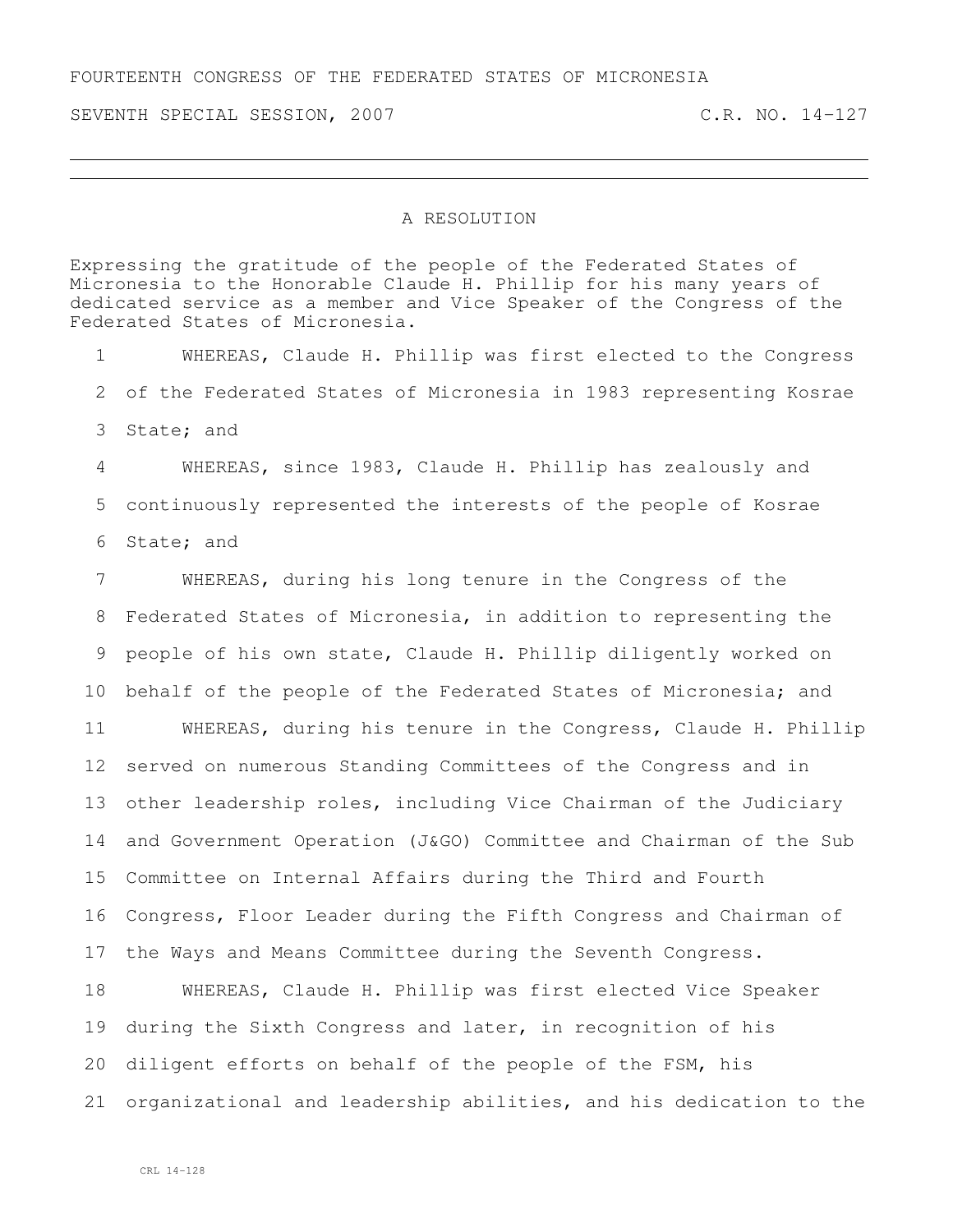FOURTEENTH CONGRESS OF THE FEDERATED STATES OF MICRONESIA

SEVENTH SPECIAL SESSION, 2007 C.R. NO. 14-127

## A RESOLUTION

Expressing the gratitude of the people of the Federated States of Micronesia to the Honorable Claude H. Phillip for his many years of dedicated service as a member and Vice Speaker of the Congress of the Federated States of Micronesia.

1 WHEREAS, Claude H. Phillip was first elected to the Congress
2 of the Federated States of Micronesia in 1983 representing Kosrae
3 State; and
4 WHEREAS, since 1983, Claude H. Phillip has zealously and
5 continuously represented the interests of the people of Kosrae
6 State; and
7 WHEREAS, during his long tenure in the Congress of the
8 Federated States of Micronesia, in addition to representing the
9 people of his own state, Claude H. Phillip diligently worked on
10 behalf of the people of the Federated States of Micronesia; and
11 WHEREAS, during his tenure in the Congress, Claude H. Phillip
12 served on numerous Standing Committees of the Congress and in
13 other leadership roles, including Vice Chairman of the Judiciary
14 and Government Operation (J&GO) Committee and Chairman of the Sub
15 Committee on Internal Affairs during the Third and Fourth
16 Congress, Floor Leader during the Fifth Congress and Chairman of
17 the Ways and Means Committee during the Seventh Congress.
18 WHEREAS, Claude H. Phillip was first elected Vice Speaker
19 during the Sixth Congress and later, in recognition of his
20 diligent efforts on behalf of the people of the FSM, his
21 organizational and leadership abilities, and his dedication to the

CRL 14-128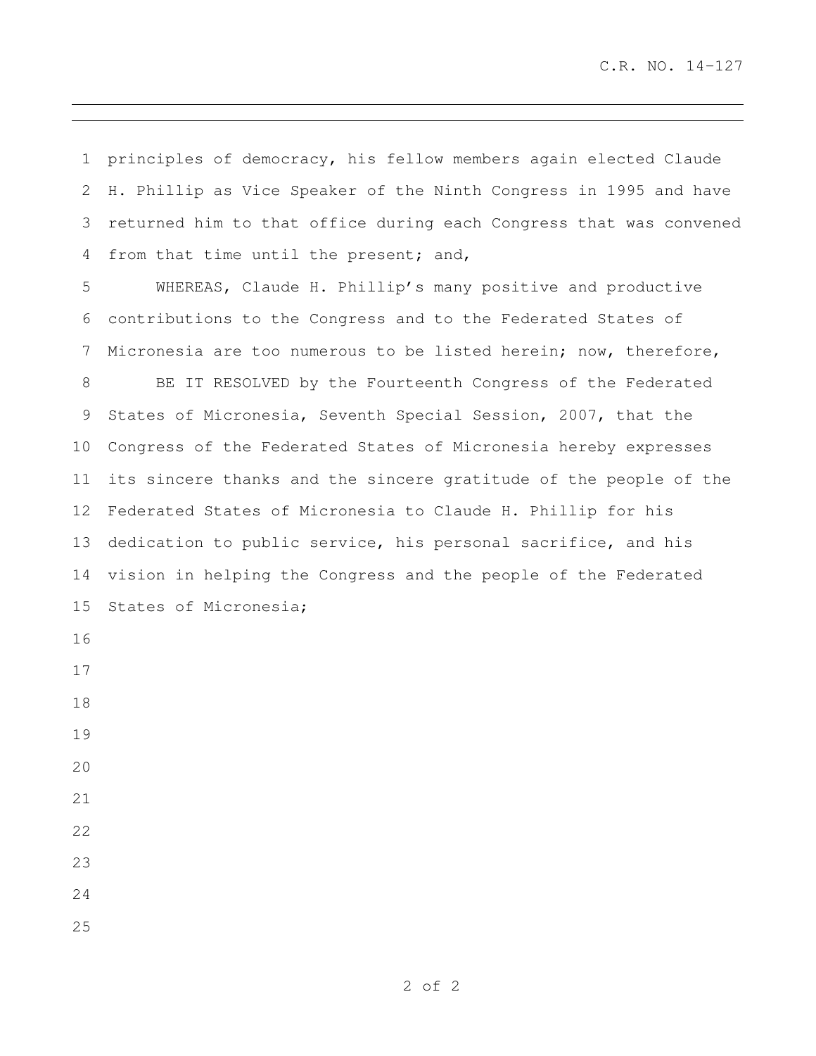principles of democracy, his fellow members again elected Claude H. Phillip as Vice Speaker of the Ninth Congress in 1995 and have returned him to that office during each Congress that was convened from that time until the present; and,

WHEREAS, Claude H. Phillip's many positive and productive contributions to the Congress and to the Federated States of Micronesia are too numerous to be listed herein; now, therefore,

BE IT RESOLVED by the Fourteenth Congress of the Federated States of Micronesia, Seventh Special Session, 2007, that the Congress of the Federated States of Micronesia hereby expresses its sincere thanks and the sincere gratitude of the people of the Federated States of Micronesia to Claude H. Phillip for his dedication to public service, his personal sacrifice, and his vision in helping the Congress and the people of the Federated States of Micronesia;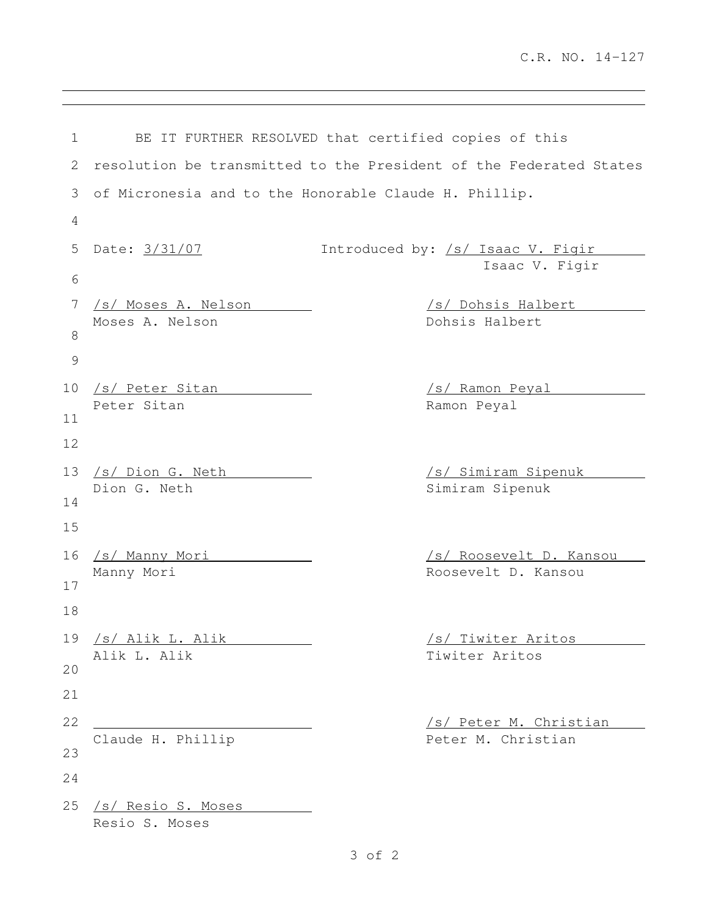BE IT FURTHER RESOLVED that certified copies of this resolution be transmitted to the President of the Federated States of Micronesia and to the Honorable Claude H. Phillip.

Date: 3/31/07

Introduced by: /s/ Isaac V. Figir
Isaac V. Figir

/s/ Moses A. Nelson
Moses A. Nelson

/s/ Dohsis Halbert
Dohsis Halbert

/s/ Peter Sitan
Peter Sitan

/s/ Ramon Peyal
Ramon Peyal

/s/ Dion G. Neth
Dion G. Neth

/s/ Simiram Sipenuk
Simiram Sipenuk

/s/ Manny Mori
Manny Mori

/s/ Roosevelt D. Kansou
Roosevelt D. Kansou

/s/ Alik L. Alik
Alik L. Alik

/s/ Tiwiter Aritos
Tiwiter Aritos

\_\_\_\_\_\_\_\_\_\_\_\_\_\_\_\_\_\_\_\_\_\_\_\_
Claude H. Phillip

/s/ Peter M. Christian
Peter M. Christian

/s/ Resio S. Moses
Resio S. Moses